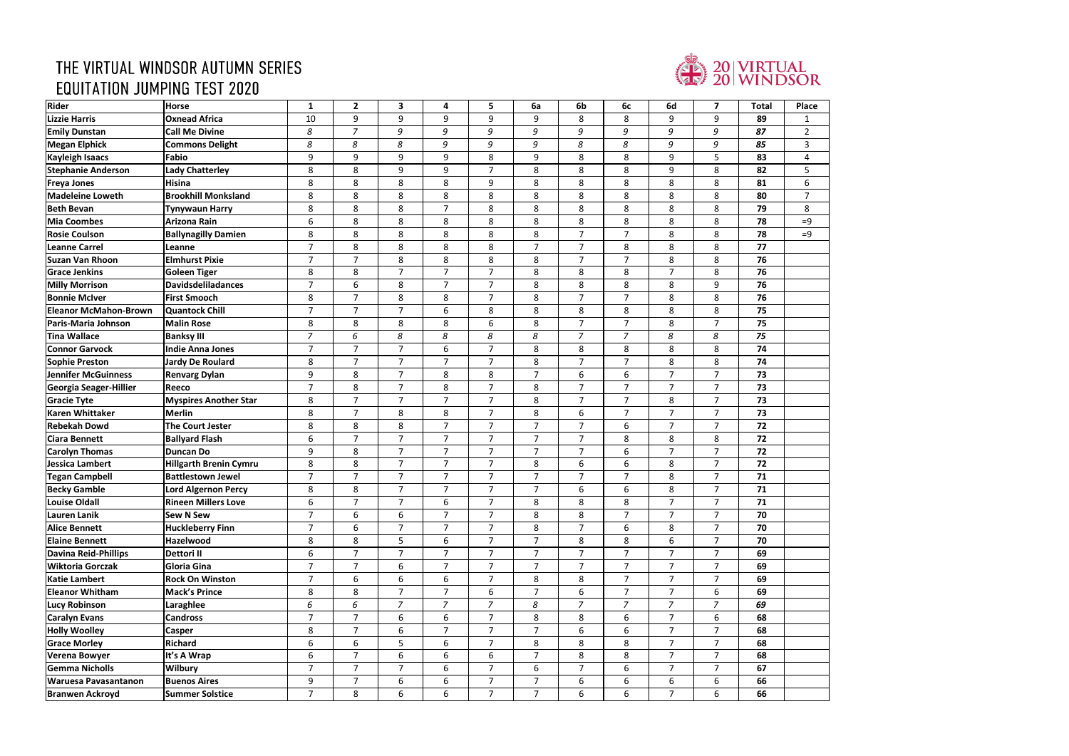# THE VIRTUAL WINDSOR AUTUMN SERIES
# EQUITATION JUMPING TEST 2020

20 | VIRTUAL
20 | WINDSOR

| Rider | Horse | 1 | 2 | 3 | 4 | 5 | 6a | 6b | 6c | 6d | 7 | Total | Place |
|---|---|---|---|---|---|---|---|---|---|---|---|---|---|
| **Lizzie Harris** | **Oxnead Africa** | 10 | 9 | 9 | 9 | 9 | 9 | 8 | 8 | 9 | 9 | **89** | 1 |
| **Emily Dunstan** | **Call Me Divine** | *8* | *7* | *9* | *9* | *9* | *9* | *9* | *9* | *9* | *9* | ***87*** | 2 |
| **Megan Elphick** | **Commons Delight** | *8* | *8* | *8* | *9* | *9* | *9* | *8* | *8* | *9* | *9* | ***85*** | 3 |
| **Kayleigh Isaacs** | **Fabio** | 9 | 9 | 9 | 9 | 8 | 9 | 8 | 8 | 9 | 5 | **83** | 4 |
| **Stephanie Anderson** | **Lady Chatterley** | 8 | 8 | 9 | 9 | 7 | 8 | 8 | 8 | 9 | 8 | **82** | 5 |
| **Freya Jones** | **Hisina** | 8 | 8 | 8 | 8 | 9 | 8 | 8 | 8 | 8 | 8 | **81** | 6 |
| **Madeleine Loweth** | **Brookhill Monksland** | 8 | 8 | 8 | 8 | 8 | 8 | 8 | 8 | 8 | 8 | **80** | 7 |
| **Beth Bevan** | **Tynywaun Harry** | 8 | 8 | 8 | 7 | 8 | 8 | 8 | 8 | 8 | 8 | **79** | 8 |
| **Mia Coombes** | **Arizona Rain** | 6 | 8 | 8 | 8 | 8 | 8 | 8 | 8 | 8 | 8 | **78** | =9 |
| **Rosie Coulson** | **Ballynagilly Damien** | 8 | 8 | 8 | 8 | 8 | 8 | 7 | 7 | 8 | 8 | **78** | =9 |
| **Leanne Carrel** | **Leanne** | 7 | 8 | 8 | 8 | 8 | 7 | 7 | 8 | 8 | 8 | **77** | |
| **Suzan Van Rhoon** | **Elmhurst Pixie** | 7 | 7 | 8 | 8 | 8 | 8 | 7 | 7 | 8 | 8 | **76** | |
| **Grace Jenkins** | **Goleen Tiger** | 8 | 8 | 7 | 7 | 7 | 8 | 8 | 8 | 7 | 8 | **76** | |
| **Milly Morrison** | **Davidsdeliladances** | 7 | 6 | 8 | 7 | 7 | 8 | 8 | 8 | 8 | 9 | **76** | |
| **Bonnie McIver** | **First Smooch** | 8 | 7 | 8 | 8 | 7 | 8 | 7 | 7 | 8 | 8 | **76** | |
| **Eleanor McMahon-Brown** | **Quantock Chill** | 7 | 7 | 7 | 6 | 8 | 8 | 8 | 8 | 8 | 8 | **75** | |
| **Paris-Maria Johnson** | **Malin Rose** | 8 | 8 | 8 | 8 | 6 | 8 | 7 | 7 | 8 | 7 | **75** | |
| **Tina Wallace** | **Banksy III** | *7* | *6* | *8* | *8* | *8* | *8* | *7* | *7* | *8* | *8* | ***75*** | |
| **Connor Garvock** | **Indie Anna Jones** | 7 | 7 | 7 | 6 | 7 | 8 | 8 | 8 | 8 | 8 | **74** | |
| **Sophie Preston** | **Jardy De Roulard** | 8 | 7 | 7 | 7 | 7 | 8 | 7 | 7 | 8 | 8 | **74** | |
| **Jennifer McGuinness** | **Renvarg Dylan** | 9 | 8 | 7 | 8 | 8 | 7 | 6 | 6 | 7 | 7 | **73** | |
| **Georgia Seager-Hillier** | **Reeco** | 7 | 8 | 7 | 8 | 7 | 8 | 7 | 7 | 7 | 7 | **73** | |
| **Gracie Tyte** | **Myspires Another Star** | 8 | 7 | 7 | 7 | 7 | 8 | 7 | 7 | 8 | 7 | **73** | |
| **Karen Whittaker** | **Merlin** | 8 | 7 | 8 | 8 | 7 | 8 | 6 | 7 | 7 | 7 | **73** | |
| **Rebekah Dowd** | **The Court Jester** | 8 | 8 | 8 | 7 | 7 | 7 | 7 | 6 | 7 | 7 | **72** | |
| **Ciara Bennett** | **Ballyard Flash** | 6 | 7 | 7 | 7 | 7 | 7 | 7 | 8 | 8 | 8 | **72** | |
| **Carolyn Thomas** | **Duncan Do** | 9 | 8 | 7 | 7 | 7 | 7 | 7 | 6 | 7 | 7 | **72** | |
| **Jessica Lambert** | **Hillgarth Brenin Cymru** | 8 | 8 | 7 | 7 | 7 | 8 | 6 | 6 | 8 | 7 | **72** | |
| **Tegan Campbell** | **Battlestown Jewel** | 7 | 7 | 7 | 7 | 7 | 7 | 7 | 7 | 8 | 7 | **71** | |
| **Becky Gamble** | **Lord Algernon Percy** | 8 | 8 | 7 | 7 | 7 | 7 | 6 | 6 | 8 | 7 | **71** | |
| **Louise Oldall** | **Rineen Millers Love** | 6 | 7 | 7 | 6 | 7 | 8 | 8 | 8 | 7 | 7 | **71** | |
| **Lauren Lanik** | **Sew N Sew** | 7 | 6 | 6 | 7 | 7 | 8 | 8 | 7 | 7 | 7 | **70** | |
| **Alice Bennett** | **Huckleberry Finn** | 7 | 6 | 7 | 7 | 7 | 8 | 7 | 6 | 8 | 7 | **70** | |
| **Elaine Bennett** | **Hazelwood** | 8 | 8 | 5 | 6 | 7 | 7 | 8 | 8 | 6 | 7 | **70** | |
| **Davina Reid-Phillips** | **Dettori II** | 6 | 7 | 7 | 7 | 7 | 7 | 7 | 7 | 7 | 7 | **69** | |
| **Wiktoria Gorczak** | **Gloria Gina** | 7 | 7 | 6 | 7 | 7 | 7 | 7 | 7 | 7 | 7 | **69** | |
| **Katie Lambert** | **Rock On Winston** | 7 | 6 | 6 | 6 | 7 | 8 | 8 | 7 | 7 | 7 | **69** | |
| **Eleanor Whitham** | **Mack's Prince** | 8 | 8 | 7 | 7 | 6 | 7 | 6 | 7 | 7 | 6 | **69** | |
| **Lucy Robinson** | **Laraghlee** | *6* | *6* | *7* | *7* | *7* | *8* | *7* | *7* | *7* | *7* | ***69*** | |
| **Caralyn Evans** | **Candross** | 7 | 7 | 6 | 6 | 7 | 8 | 8 | 6 | 7 | 6 | **68** | |
| **Holly Woolley** | **Casper** | 8 | 7 | 6 | 7 | 7 | 7 | 6 | 6 | 7 | 7 | **68** | |
| **Grace Morley** | **Richard** | 6 | 6 | 5 | 6 | 7 | 8 | 8 | 8 | 7 | 7 | **68** | |
| **Verena Bowyer** | **It's A Wrap** | 6 | 7 | 6 | 6 | 6 | 7 | 8 | 8 | 7 | 7 | **68** | |
| **Gemma Nicholls** | **Wilbury** | 7 | 7 | 7 | 6 | 7 | 6 | 7 | 6 | 7 | 7 | **67** | |
| **Waruesa Pavasantanon** | **Buenos Aires** | 9 | 7 | 6 | 6 | 7 | 7 | 6 | 6 | 6 | 6 | **66** | |
| **Branwen Ackroyd** | **Summer Solstice** | 7 | 8 | 6 | 6 | 7 | 7 | 6 | 6 | 7 | 6 | **66** | |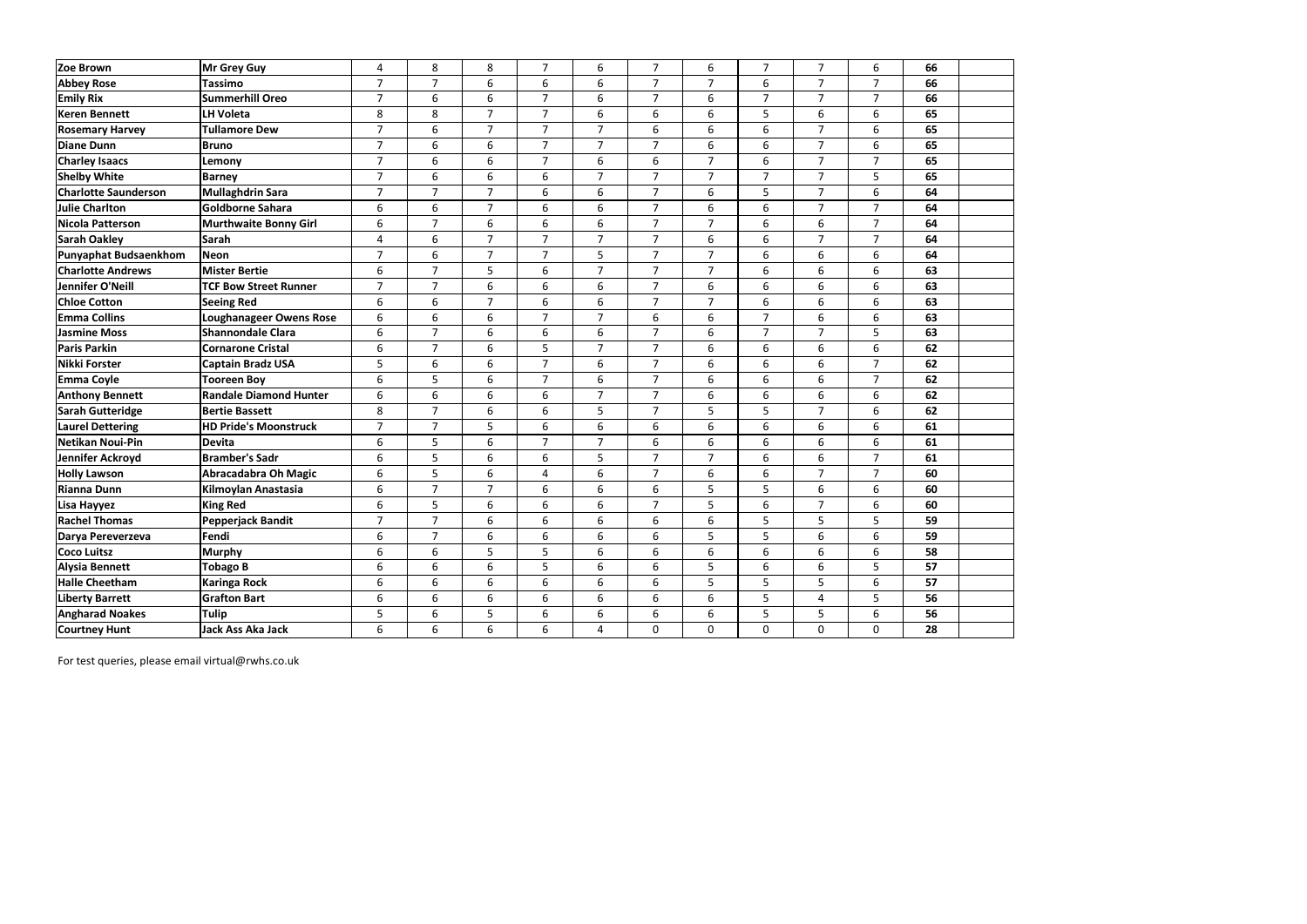| | | | | | | | | | | | | | |
|---|---|---|---|---|---|---|---|---|---|---|---|---|---|
| **Zoe Brown** | **Mr Grey Guy** | 4 | 8 | 8 | 7 | 6 | 7 | 6 | 7 | 7 | 6 | **66** | |
| **Abbey Rose** | **Tassimo** | 7 | 7 | 6 | 6 | 6 | 7 | 7 | 6 | 7 | 7 | **66** | |
| **Emily Rix** | **Summerhill Oreo** | 7 | 6 | 6 | 7 | 6 | 7 | 6 | 7 | 7 | 7 | **66** | |
| **Keren Bennett** | **LH Voleta** | 8 | 8 | 7 | 7 | 6 | 6 | 6 | 5 | 6 | 6 | **65** | |
| **Rosemary Harvey** | **Tullamore Dew** | 7 | 6 | 7 | 7 | 7 | 6 | 6 | 6 | 7 | 6 | **65** | |
| **Diane Dunn** | **Bruno** | 7 | 6 | 6 | 7 | 7 | 7 | 6 | 6 | 7 | 6 | **65** | |
| **Charley Isaacs** | **Lemony** | 7 | 6 | 6 | 7 | 6 | 6 | 7 | 6 | 7 | 7 | **65** | |
| **Shelby White** | **Barney** | 7 | 6 | 6 | 6 | 7 | 7 | 7 | 7 | 7 | 5 | **65** | |
| **Charlotte Saunderson** | **Mullaghdrin Sara** | 7 | 7 | 7 | 6 | 6 | 7 | 6 | 5 | 7 | 6 | **64** | |
| **Julie Charlton** | **Goldborne Sahara** | 6 | 6 | 7 | 6 | 6 | 7 | 6 | 6 | 7 | 7 | **64** | |
| **Nicola Patterson** | **Murthwaite Bonny Girl** | 6 | 7 | 6 | 6 | 6 | 7 | 7 | 6 | 6 | 7 | **64** | |
| **Sarah Oakley** | **Sarah** | 4 | 6 | 7 | 7 | 7 | 7 | 6 | 6 | 7 | 7 | **64** | |
| **Punyaphat Budsaenkhom** | **Neon** | 7 | 6 | 7 | 7 | 5 | 7 | 7 | 6 | 6 | 6 | **64** | |
| **Charlotte Andrews** | **Mister Bertie** | 6 | 7 | 5 | 6 | 7 | 7 | 7 | 6 | 6 | 6 | **63** | |
| **Jennifer O'Neill** | **TCF Bow Street Runner** | 7 | 7 | 6 | 6 | 6 | 7 | 6 | 6 | 6 | 6 | **63** | |
| **Chloe Cotton** | **Seeing Red** | 6 | 6 | 7 | 6 | 6 | 7 | 7 | 6 | 6 | 6 | **63** | |
| **Emma Collins** | **Loughanageer Owens Rose** | 6 | 6 | 6 | 7 | 7 | 6 | 6 | 7 | 6 | 6 | **63** | |
| **Jasmine Moss** | **Shannondale Clara** | 6 | 7 | 6 | 6 | 6 | 7 | 6 | 7 | 7 | 5 | **63** | |
| **Paris Parkin** | **Cornarone Cristal** | 6 | 7 | 6 | 5 | 7 | 7 | 6 | 6 | 6 | 6 | **62** | |
| **Nikki Forster** | **Captain Bradz USA** | 5 | 6 | 6 | 7 | 6 | 7 | 6 | 6 | 6 | 7 | **62** | |
| **Emma Coyle** | **Tooreen Boy** | 6 | 5 | 6 | 7 | 6 | 7 | 6 | 6 | 6 | 7 | **62** | |
| **Anthony Bennett** | **Randale Diamond Hunter** | 6 | 6 | 6 | 6 | 7 | 7 | 6 | 6 | 6 | 6 | **62** | |
| **Sarah Gutteridge** | **Bertie Bassett** | 8 | 7 | 6 | 6 | 5 | 7 | 5 | 5 | 7 | 6 | **62** | |
| **Laurel Dettering** | **HD Pride's Moonstruck** | 7 | 7 | 5 | 6 | 6 | 6 | 6 | 6 | 6 | 6 | **61** | |
| **Netikan Noui-Pin** | **Devita** | 6 | 5 | 6 | 7 | 7 | 6 | 6 | 6 | 6 | 6 | **61** | |
| **Jennifer Ackroyd** | **Bramber's Sadr** | 6 | 5 | 6 | 6 | 5 | 7 | 7 | 6 | 6 | 7 | **61** | |
| **Holly Lawson** | **Abracadabra Oh Magic** | 6 | 5 | 6 | 4 | 6 | 7 | 6 | 6 | 7 | 7 | **60** | |
| **Rianna Dunn** | **Kilmoylan Anastasia** | 6 | 7 | 7 | 6 | 6 | 6 | 5 | 5 | 6 | 6 | **60** | |
| **Lisa Hayyez** | **King Red** | 6 | 5 | 6 | 6 | 6 | 7 | 5 | 6 | 7 | 6 | **60** | |
| **Rachel Thomas** | **Pepperjack Bandit** | 7 | 7 | 6 | 6 | 6 | 6 | 6 | 5 | 5 | 5 | **59** | |
| **Darya Pereverzeva** | **Fendi** | 6 | 7 | 6 | 6 | 6 | 6 | 5 | 5 | 6 | 6 | **59** | |
| **Coco Luitsz** | **Murphy** | 6 | 6 | 5 | 5 | 6 | 6 | 6 | 6 | 6 | 6 | **58** | |
| **Alysia Bennett** | **Tobago B** | 6 | 6 | 6 | 5 | 6 | 6 | 5 | 6 | 6 | 5 | **57** | |
| **Halle Cheetham** | **Karinga Rock** | 6 | 6 | 6 | 6 | 6 | 6 | 5 | 5 | 5 | 6 | **57** | |
| **Liberty Barrett** | **Grafton Bart** | 6 | 6 | 6 | 6 | 6 | 6 | 6 | 5 | 4 | 5 | **56** | |
| **Angharad Noakes** | **Tulip** | 5 | 6 | 5 | 6 | 6 | 6 | 6 | 5 | 5 | 6 | **56** | |
| **Courtney Hunt** | **Jack Ass Aka Jack** | 6 | 6 | 6 | 6 | 4 | 0 | 0 | 0 | 0 | 0 | **28** | |

For test queries, please email virtual@rwhs.co.uk